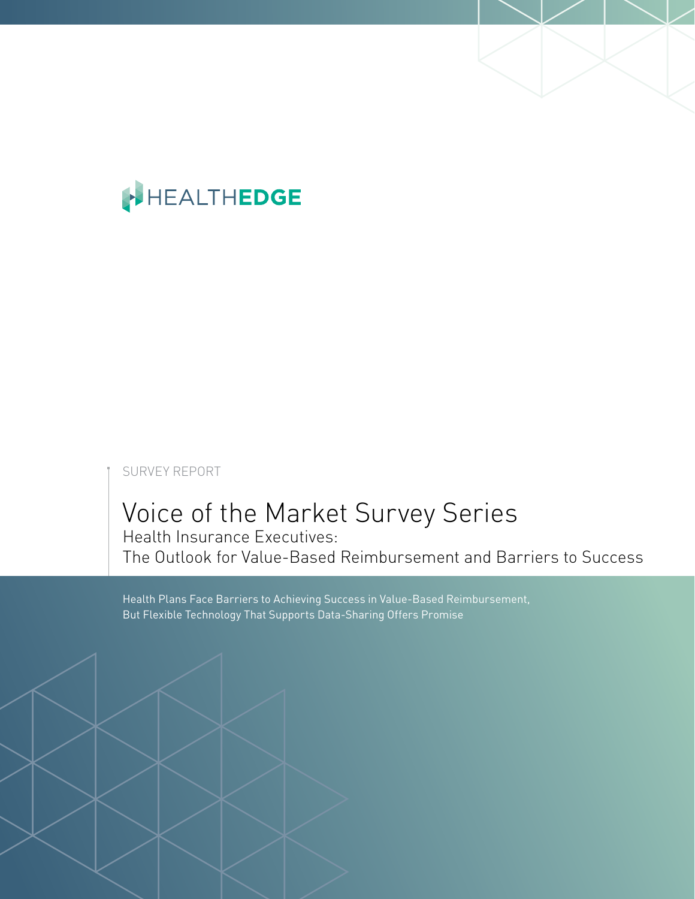HEALTHEDGE

SURVEY REPORT

# Voice of the Market Survey Series

## Health Insurance Executives: The Outlook for Value-Based Reimbursement and Barriers to Success

Health Plans Face Barriers to Achieving Success in Value-Based Reimbursement, But Flexible Technology That Supports Data-Sharing Offers Promise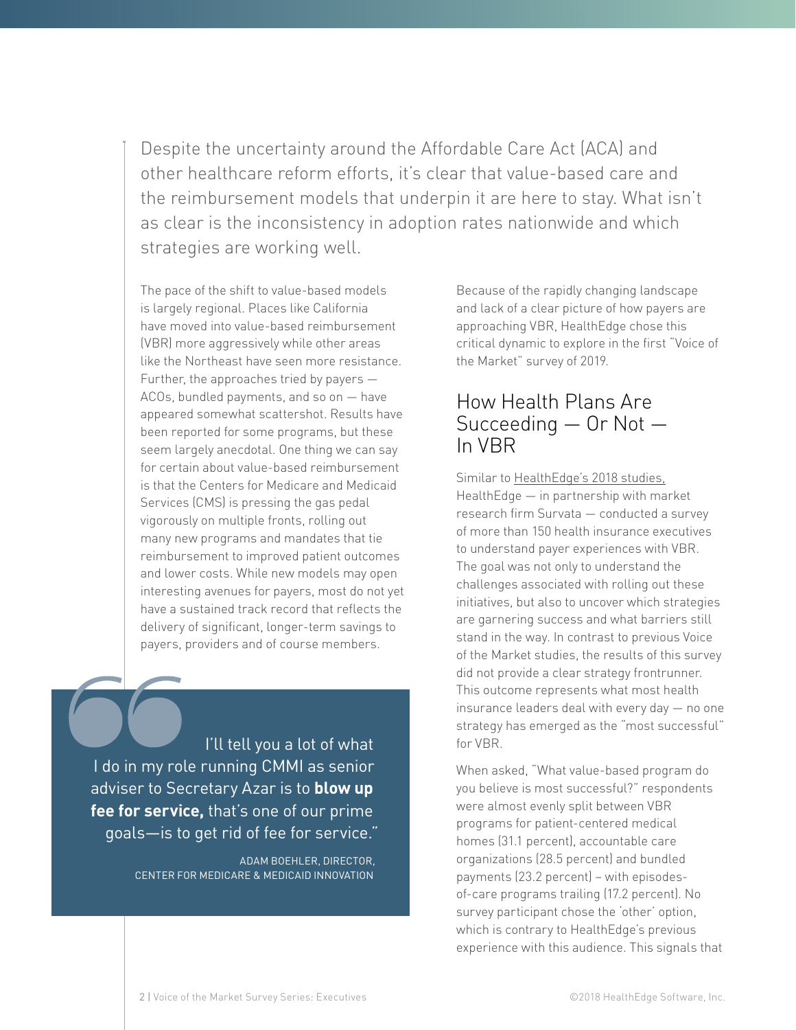Despite the uncertainty around the Affordable Care Act (ACA) and other healthcare reform efforts, it's clear that value-based care and the reimbursement models that underpin it are here to stay. What isn't as clear is the inconsistency in adoption rates nationwide and which strategies are working well.

The pace of the shift to value-based models is largely regional. Places like California have moved into value-based reimbursement (VBR) more aggressively while other areas like the Northeast have seen more resistance. Further, the approaches tried by payers — ACOs, bundled payments, and so on — have appeared somewhat scattershot. Results have been reported for some programs, but these seem largely anecdotal. One thing we can say for certain about value-based reimbursement is that the Centers for Medicare and Medicaid Services (CMS) is pressing the gas pedal vigorously on multiple fronts, rolling out many new programs and mandates that tie reimbursement to improved patient outcomes and lower costs. While new models may open interesting avenues for payers, most do not yet have a sustained track record that reflects the delivery of significant, longer-term savings to payers, providers and of course members.

> "I'll tell you a lot of what I do in my role running CMMI as senior adviser to Secretary Azar is to **blow up fee for service,** that's one of our prime goals—is to get rid of fee for service."
>
> ADAM BOEHLER, DIRECTOR, CENTER FOR MEDICARE & MEDICAID INNOVATION

Because of the rapidly changing landscape and lack of a clear picture of how payers are approaching VBR, HealthEdge chose this critical dynamic to explore in the first "Voice of the Market" survey of 2019.

## How Health Plans Are Succeeding — Or Not — In VBR

Similar to HealthEdge's 2018 studies, HealthEdge — in partnership with market research firm Survata — conducted a survey of more than 150 health insurance executives to understand payer experiences with VBR. The goal was not only to understand the challenges associated with rolling out these initiatives, but also to uncover which strategies are garnering success and what barriers still stand in the way. In contrast to previous Voice of the Market studies, the results of this survey did not provide a clear strategy frontrunner. This outcome represents what most health insurance leaders deal with every day — no one strategy has emerged as the "most successful" for VBR.

When asked, "What value-based program do you believe is most successful?" respondents were almost evenly split between VBR programs for patient-centered medical homes (31.1 percent), accountable care organizations (28.5 percent) and bundled payments (23.2 percent) – with episodes-of-care programs trailing (17.2 percent). No survey participant chose the 'other' option, which is contrary to HealthEdge's previous experience with this audience. This signals that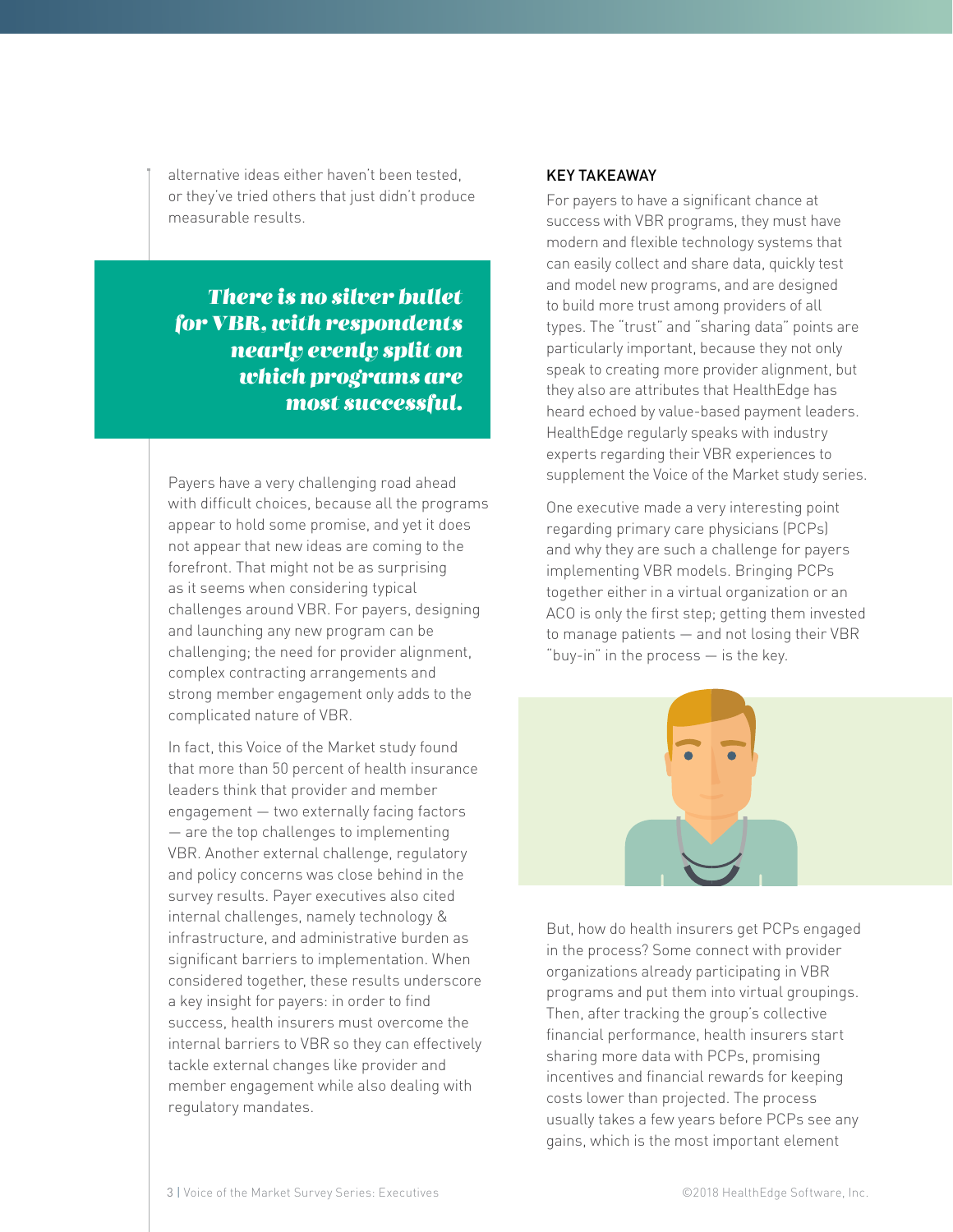alternative ideas either haven't been tested, or they've tried others that just didn't produce measurable results.

> ***There is no silver bullet for VBR, with respondents nearly evenly split on which programs are most successful.***

Payers have a very challenging road ahead with difficult choices, because all the programs appear to hold some promise, and yet it does not appear that new ideas are coming to the forefront. That might not be as surprising as it seems when considering typical challenges around VBR. For payers, designing and launching any new program can be challenging; the need for provider alignment, complex contracting arrangements and strong member engagement only adds to the complicated nature of VBR.

In fact, this Voice of the Market study found that more than 50 percent of health insurance leaders think that provider and member engagement — two externally facing factors — are the top challenges to implementing VBR. Another external challenge, regulatory and policy concerns was close behind in the survey results. Payer executives also cited internal challenges, namely technology & infrastructure, and administrative burden as significant barriers to implementation. When considered together, these results underscore a key insight for payers: in order to find success, health insurers must overcome the internal barriers to VBR so they can effectively tackle external changes like provider and member engagement while also dealing with regulatory mandates.

#### KEY TAKEAWAY

For payers to have a significant chance at success with VBR programs, they must have modern and flexible technology systems that can easily collect and share data, quickly test and model new programs, and are designed to build more trust among providers of all types. The "trust" and "sharing data" points are particularly important, because they not only speak to creating more provider alignment, but they also are attributes that HealthEdge has heard echoed by value-based payment leaders. HealthEdge regularly speaks with industry experts regarding their VBR experiences to supplement the Voice of the Market study series.

One executive made a very interesting point regarding primary care physicians (PCPs) and why they are such a challenge for payers implementing VBR models. Bringing PCPs together either in a virtual organization or an ACO is only the first step; getting them invested to manage patients — and not losing their VBR "buy-in" in the process — is the key.

But, how do health insurers get PCPs engaged in the process? Some connect with provider organizations already participating in VBR programs and put them into virtual groupings. Then, after tracking the group's collective financial performance, health insurers start sharing more data with PCPs, promising incentives and financial rewards for keeping costs lower than projected. The process usually takes a few years before PCPs see any gains, which is the most important element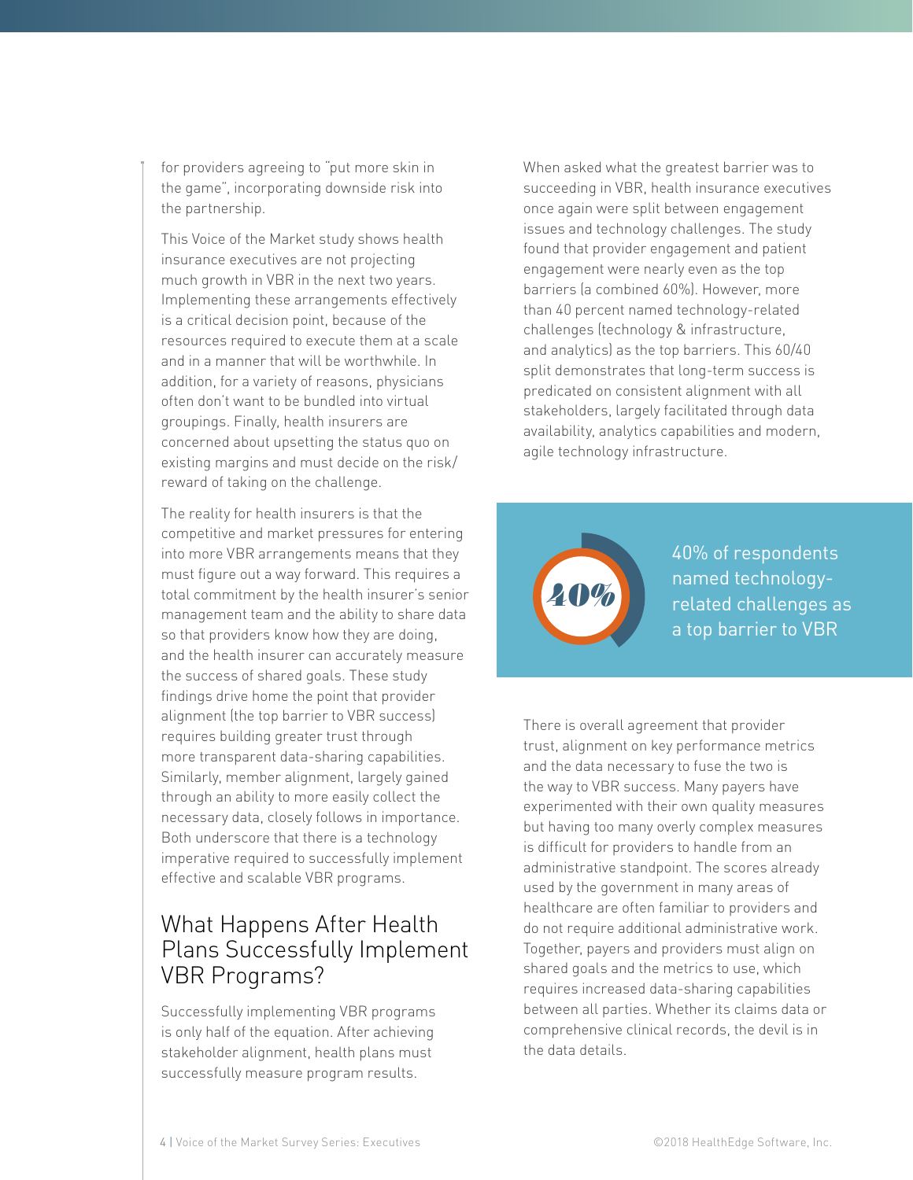for providers agreeing to "put more skin in the game", incorporating downside risk into the partnership.

This Voice of the Market study shows health insurance executives are not projecting much growth in VBR in the next two years. Implementing these arrangements effectively is a critical decision point, because of the resources required to execute them at a scale and in a manner that will be worthwhile. In addition, for a variety of reasons, physicians often don't want to be bundled into virtual groupings. Finally, health insurers are concerned about upsetting the status quo on existing margins and must decide on the risk/reward of taking on the challenge.

The reality for health insurers is that the competitive and market pressures for entering into more VBR arrangements means that they must figure out a way forward. This requires a total commitment by the health insurer's senior management team and the ability to share data so that providers know how they are doing, and the health insurer can accurately measure the success of shared goals. These study findings drive home the point that provider alignment (the top barrier to VBR success) requires building greater trust through more transparent data-sharing capabilities. Similarly, member alignment, largely gained through an ability to more easily collect the necessary data, closely follows in importance. Both underscore that there is a technology imperative required to successfully implement effective and scalable VBR programs.

## What Happens After Health Plans Successfully Implement VBR Programs?

Successfully implementing VBR programs is only half of the equation. After achieving stakeholder alignment, health plans must successfully measure program results.

When asked what the greatest barrier was to succeeding in VBR, health insurance executives once again were split between engagement issues and technology challenges. The study found that provider engagement and patient engagement were nearly even as the top barriers (a combined 60%). However, more than 40 percent named technology-related challenges (technology & infrastructure, and analytics) as the top barriers. This 60/40 split demonstrates that long-term success is predicated on consistent alignment with all stakeholders, largely facilitated through data availability, analytics capabilities and modern, agile technology infrastructure.

**40%**

40% of respondents named technology-related challenges as a top barrier to VBR

There is overall agreement that provider trust, alignment on key performance metrics and the data necessary to fuse the two is the way to VBR success. Many payers have experimented with their own quality measures but having too many overly complex measures is difficult for providers to handle from an administrative standpoint. The scores already used by the government in many areas of healthcare are often familiar to providers and do not require additional administrative work. Together, payers and providers must align on shared goals and the metrics to use, which requires increased data-sharing capabilities between all parties. Whether its claims data or comprehensive clinical records, the devil is in the data details.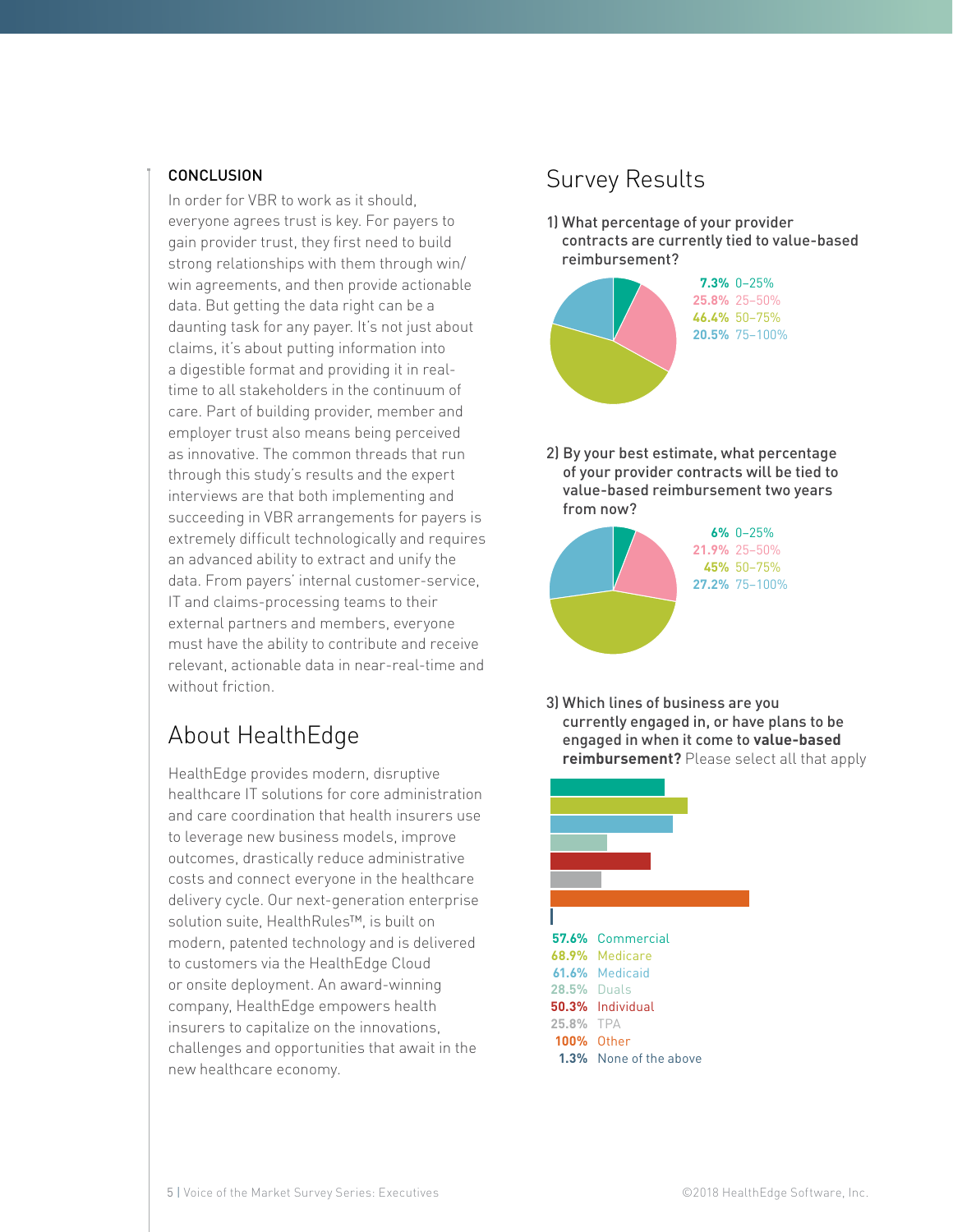### CONCLUSION

In order for VBR to work as it should, everyone agrees trust is key. For payers to gain provider trust, they first need to build strong relationships with them through win/win agreements, and then provide actionable data. But getting the data right can be a daunting task for any payer. It's not just about claims, it's about putting information into a digestible format and providing it in real-time to all stakeholders in the continuum of care. Part of building provider, member and employer trust also means being perceived as innovative. The common threads that run through this study's results and the expert interviews are that both implementing and succeeding in VBR arrangements for payers is extremely difficult technologically and requires an advanced ability to extract and unify the data. From payers' internal customer-service, IT and claims-processing teams to their external partners and members, everyone must have the ability to contribute and receive relevant, actionable data in near-real-time and without friction.

## About HealthEdge

HealthEdge provides modern, disruptive healthcare IT solutions for core administration and care coordination that health insurers use to leverage new business models, improve outcomes, drastically reduce administrative costs and connect everyone in the healthcare delivery cycle. Our next-generation enterprise solution suite, HealthRules™, is built on modern, patented technology and is delivered to customers via the HealthEdge Cloud or onsite deployment. An award-winning company, HealthEdge empowers health insurers to capitalize on the innovations, challenges and opportunities that await in the new healthcare economy.

## Survey Results

1) What percentage of your provider contracts are currently tied to value-based reimbursement?

- **7.3%** 0–25%
- **25.8%** 25–50%
- **46.4%** 50–75%
- **20.5%** 75–100%

2) By your best estimate, what percentage of your provider contracts will be tied to value-based reimbursement two years from now?

- **6%** 0–25%
- **21.9%** 25–50%
- **45%** 50–75%
- **27.2%** 75–100%

3) Which lines of business are you currently engaged in, or have plans to be engaged in when it come to **value-based reimbursement?** Please select all that apply

- **57.6%** Commercial
- **68.9%** Medicare
- **61.6%** Medicaid
- **28.5%** Duals
- **50.3%** Individual
- **25.8%** TPA
- **100%** Other
- **1.3%** None of the above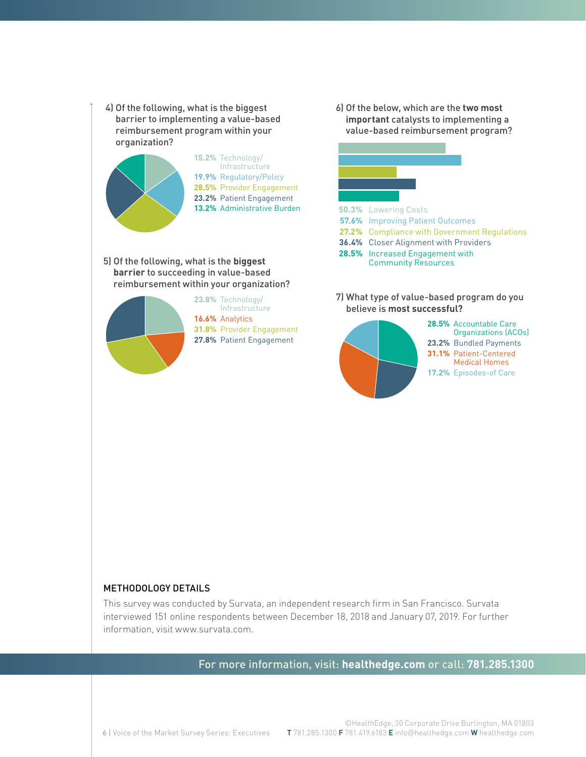4) Of the following, what is the biggest barrier to implementing a value-based reimbursement program within your organization?

15.2% Technology/Infrastructure
19.9% Regulatory/Policy
28.5% Provider Engagement
23.2% Patient Engagement
13.2% Administrative Burden

5) Of the following, what is the **biggest barrier** to succeeding in value-based reimbursement within your organization?

23.8% Technology/Infrastructure
16.6% Analytics
31.8% Provider Engagement
27.8% Patient Engagement

6) Of the below, which are the **two most important** catalysts to implementing a value-based reimbursement program?

50.3% Lowering Costs
57.6% Improving Patient Outcomes
27.2% Compliance with Government Regulations
36.4% Closer Alignment with Providers
28.5% Increased Engagement with Community Resources

7) What type of value-based program do you believe is **most successful?**

28.5% Accountable Care Organizations (ACOs)
23.2% Bundled Payments
31.1% Patient-Centered Medical Homes
17.2% Episodes-of Care

## METHODOLOGY DETAILS

This survey was conducted by Survata, an independent research firm in San Francisco. Survata interviewed 151 online respondents between December 18, 2018 and January 07, 2019. For further information, visit www.survata.com.

For more information, visit: **healthedge.com** or call: **781.285.1300**

©HealthEdge, 30 Corporate Drive Burlington, MA 01803
**T** 781.285.1300 **F** 781.419.6183 **E** info@healthedge.com **W** healthedge.com